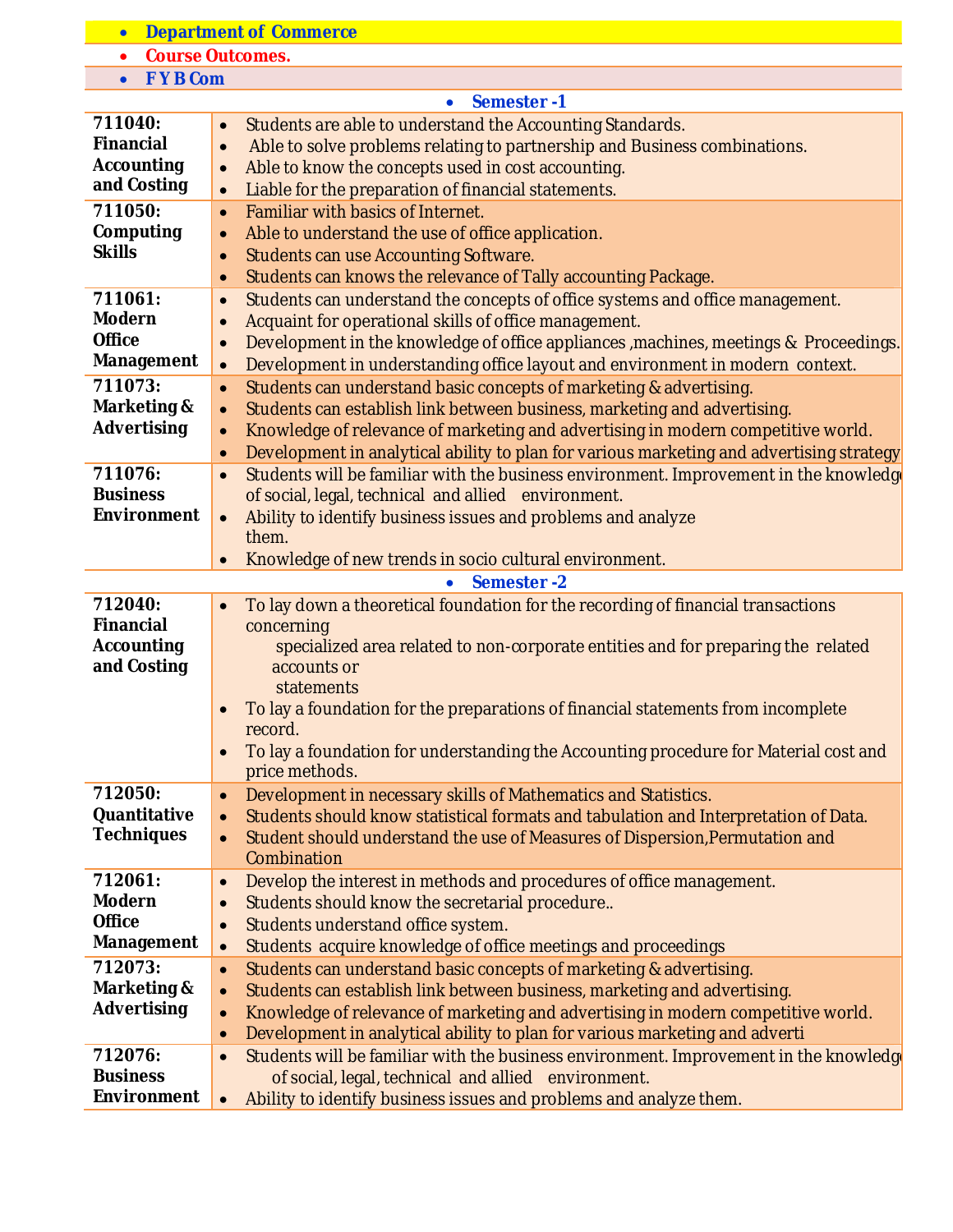- **Department of Commerce**
- **Course Outcomes.**
- **F Y B Com**

- **Semester -1**

| Course | Outcomes |
|---|---|
| **711040: Financial Accounting and Costing** | • Students are able to understand the Accounting Standards.<br>• Able to solve problems relating to partnership and Business combinations.<br>• Able to know the concepts used in cost accounting.<br>• Liable for the preparation of financial statements. |
| **711050: Computing Skills** | • Familiar with basics of Internet.<br>• Able to understand the use of office application.<br>• Students can use Accounting Software.<br>• Students can knows the relevance of Tally accounting Package. |
| **711061: Modern Office Management** | • Students can understand the concepts of office systems and office management.<br>• Acquaint for operational skills of office management.<br>• Development in the knowledge of office appliances ,machines, meetings & Proceedings.<br>• Development in understanding office layout and environment in modern context. |
| **711073: Marketing & Advertising** | • Students can understand basic concepts of marketing & advertising.<br>• Students can establish link between business, marketing and advertising.<br>• Knowledge of relevance of marketing and advertising in modern competitive world.<br>• Development in analytical ability to plan for various marketing and advertising strategy |
| **711076: Business Environment** | • Students will be familiar with the business environment. Improvement in the knowledge of social, legal, technical and allied environment.<br>• Ability to identify business issues and problems and analyze them.<br>• Knowledge of new trends in socio cultural environment. |

- **Semester -2**

| Course | Outcomes |
|---|---|
| **712040: Financial Accounting and Costing** | • To lay down a theoretical foundation for the recording of financial transactions concerning specialized area related to non-corporate entities and for preparing the related accounts or statements<br>• To lay a foundation for the preparations of financial statements from incomplete record.<br>• To lay a foundation for understanding the Accounting procedure for Material cost and price methods. |
| **712050: Quantitative Techniques** | • Development in necessary skills of Mathematics and Statistics.<br>• Students should know statistical formats and tabulation and Interpretation of Data.<br>• Student should understand the use of Measures of Dispersion,Permutation and Combination |
| **712061: Modern Office Management** | • Develop the interest in methods and procedures of office management.<br>• Students should know the secretarial procedure..<br>• Students understand office system.<br>• Students acquire knowledge of office meetings and proceedings |
| **712073: Marketing & Advertising** | • Students can understand basic concepts of marketing & advertising.<br>• Students can establish link between business, marketing and advertising.<br>• Knowledge of relevance of marketing and advertising in modern competitive world.<br>• Development in analytical ability to plan for various marketing and adverti |
| **712076: Business Environment** | • Students will be familiar with the business environment. Improvement in the knowledge of social, legal, technical and allied environment.<br>• Ability to identify business issues and problems and analyze them. |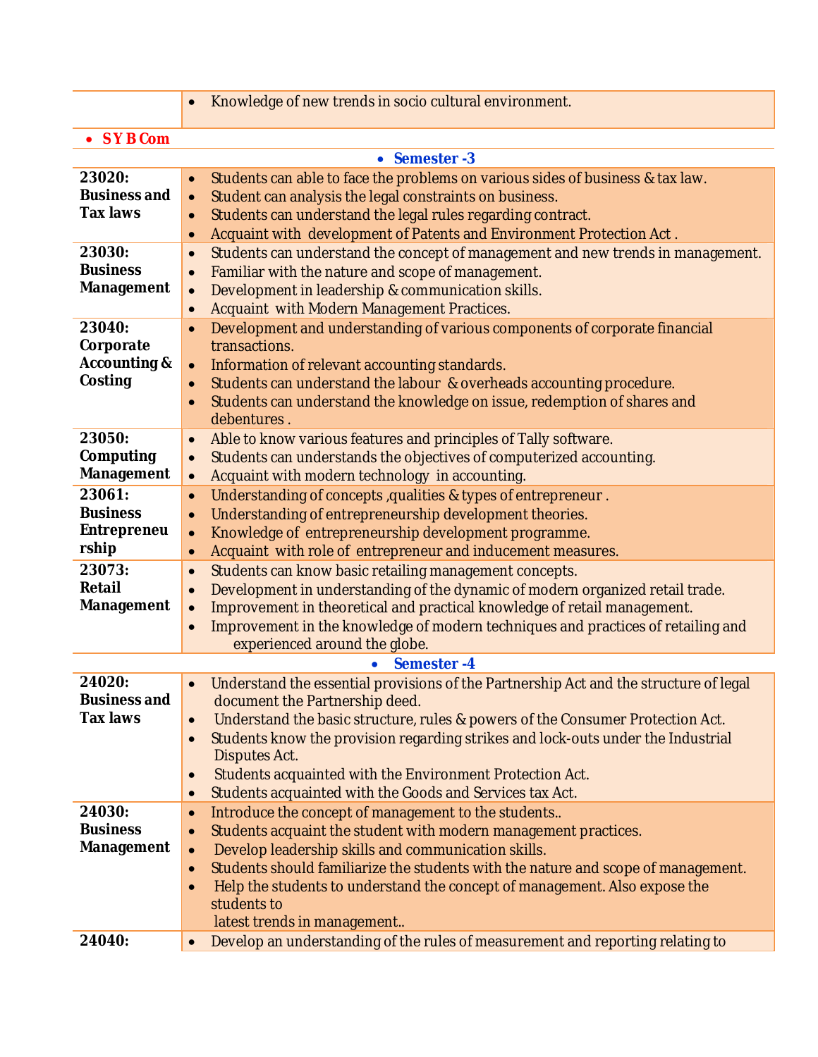| | |
|---|---|
| | • Knowledge of new trends in socio cultural environment. |

- **S Y B Com**

- **Semester -3**

| | |
|---|---|
| **23020: Business and Tax laws** | • Students can able to face the problems on various sides of business & tax law.<br>• Student can analysis the legal constraints on business.<br>• Students can understand the legal rules regarding contract.<br>• Acquaint with development of Patents and Environment Protection Act . |
| **23030: Business Management** | • Students can understand the concept of management and new trends in management.<br>• Familiar with the nature and scope of management.<br>• Development in leadership & communication skills.<br>• Acquaint with Modern Management Practices. |
| **23040: Corporate Accounting & Costing** | • Development and understanding of various components of corporate financial transactions.<br>• Information of relevant accounting standards.<br>• Students can understand the labour & overheads accounting procedure.<br>• Students can understand the knowledge on issue, redemption of shares and debentures . |
| **23050: Computing Management** | • Able to know various features and principles of Tally software.<br>• Students can understands the objectives of computerized accounting.<br>• Acquaint with modern technology in accounting. |
| **23061: Business Entrepreneurship** | • Understanding of concepts ,qualities & types of entrepreneur .<br>• Understanding of entrepreneurship development theories.<br>• Knowledge of entrepreneurship development programme.<br>• Acquaint with role of entrepreneur and inducement measures. |
| **23073: Retail Management** | • Students can know basic retailing management concepts.<br>• Development in understanding of the dynamic of modern organized retail trade.<br>• Improvement in theoretical and practical knowledge of retail management.<br>• Improvement in the knowledge of modern techniques and practices of retailing and experienced around the globe. |

- **Semester -4**

| | |
|---|---|
| **24020: Business and Tax laws** | • Understand the essential provisions of the Partnership Act and the structure of legal document the Partnership deed.<br>• Understand the basic structure, rules & powers of the Consumer Protection Act.<br>• Students know the provision regarding strikes and lock-outs under the Industrial Disputes Act.<br>• Students acquainted with the Environment Protection Act.<br>• Students acquainted with the Goods and Services tax Act. |
| **24030: Business Management** | • Introduce the concept of management to the students..<br>• Students acquaint the student with modern management practices.<br>• Develop leadership skills and communication skills.<br>• Students should familiarize the students with the nature and scope of management.<br>• Help the students to understand the concept of management. Also expose the students to latest trends in management.. |
| **24040:** | • Develop an understanding of the rules of measurement and reporting relating to |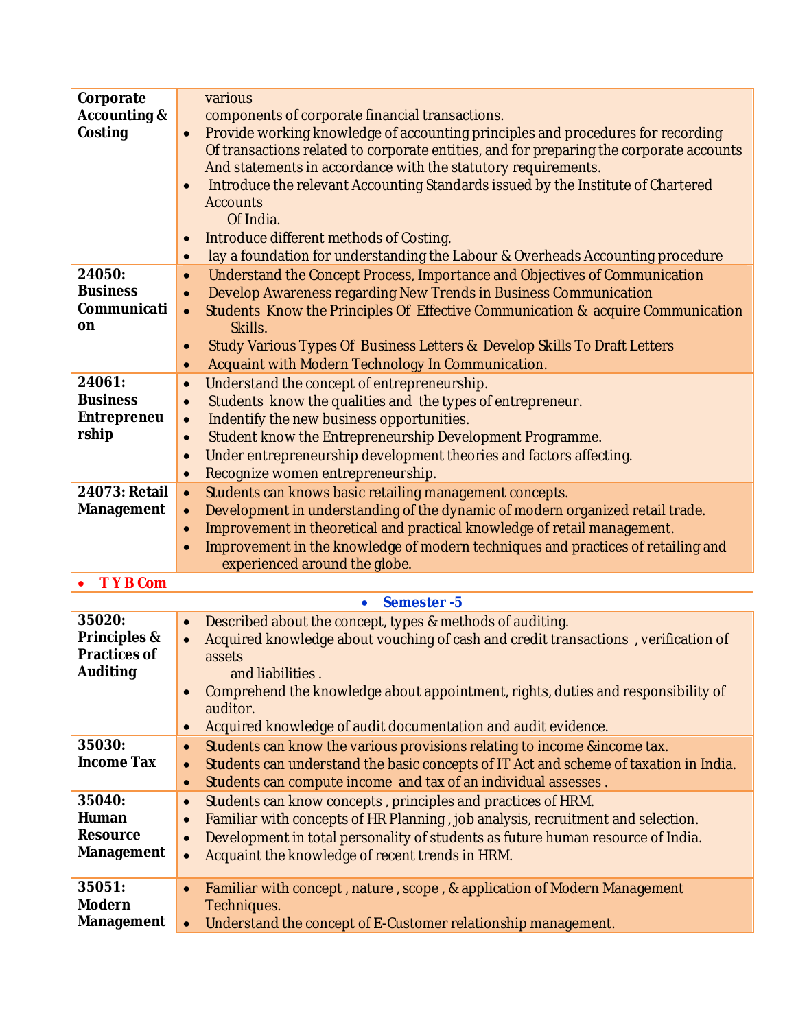| | |
|---|---|
| **Corporate Accounting & Costing** | various components of corporate financial transactions.<br>• Provide working knowledge of accounting principles and procedures for recording Of transactions related to corporate entities, and for preparing the corporate accounts And statements in accordance with the statutory requirements.<br>• Introduce the relevant Accounting Standards issued by the Institute of Chartered Accounts Of India.<br>• Introduce different methods of Costing.<br>• lay a foundation for understanding the Labour & Overheads Accounting procedure |
| **24050: Business Communication** | • Understand the Concept Process, Importance and Objectives of Communication<br>• Develop Awareness regarding New Trends in Business Communication<br>• Students Know the Principles Of Effective Communication & acquire Communication Skills.<br>• Study Various Types Of Business Letters & Develop Skills To Draft Letters<br>• Acquaint with Modern Technology In Communication. |
| **24061: Business Entrepreneurship** | • Understand the concept of entrepreneurship.<br>• Students know the qualities and the types of entrepreneur.<br>• Indentify the new business opportunities.<br>• Student know the Entrepreneurship Development Programme.<br>• Under entrepreneurship development theories and factors affecting.<br>• Recognize women entrepreneurship. |
| **24073: Retail Management** | • Students can knows basic retailing management concepts.<br>• Development in understanding of the dynamic of modern organized retail trade.<br>• Improvement in theoretical and practical knowledge of retail management.<br>• Improvement in the knowledge of modern techniques and practices of retailing and experienced around the globe. |

- **T Y B Com**

- **Semester -5**

| | |
|---|---|
| **35020: Principles & Practices of Auditing** | • Described about the concept, types & methods of auditing.<br>• Acquired knowledge about vouching of cash and credit transactions , verification of assets and liabilities .<br>• Comprehend the knowledge about appointment, rights, duties and responsibility of auditor.<br>• Acquired knowledge of audit documentation and audit evidence. |
| **35030: Income Tax** | • Students can know the various provisions relating to income &income tax.<br>• Students can understand the basic concepts of IT Act and scheme of taxation in India.<br>• Students can compute income and tax of an individual assesses . |
| **35040: Human Resource Management** | • Students can know concepts , principles and practices of HRM.<br>• Familiar with concepts of HR Planning , job analysis, recruitment and selection.<br>• Development in total personality of students as future human resource of India.<br>• Acquaint the knowledge of recent trends in HRM. |
| **35051: Modern Management** | • Familiar with concept , nature , scope , & application of Modern Management Techniques.<br>• Understand the concept of E-Customer relationship management. |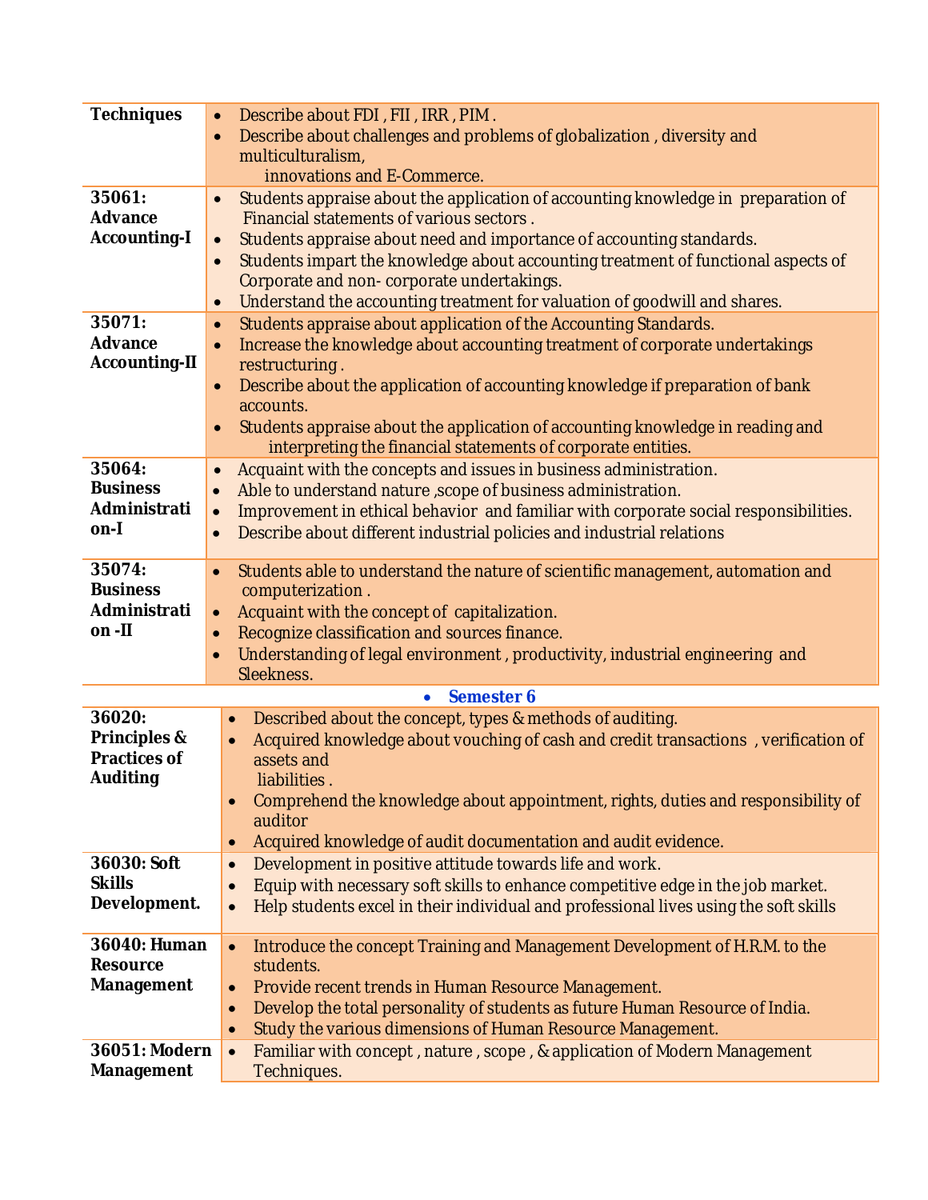| | |
|---|---|
| **Techniques** | • Describe about FDI , FII , IRR , PIM .<br>• Describe about challenges and problems of globalization , diversity and multiculturalism, innovations and E-Commerce. |
| **35061: Advance Accounting-I** | • Students appraise about the application of accounting knowledge in preparation of Financial statements of various sectors .<br>• Students appraise about need and importance of accounting standards.<br>• Students impart the knowledge about accounting treatment of functional aspects of Corporate and non- corporate undertakings.<br>• Understand the accounting treatment for valuation of goodwill and shares. |
| **35071: Advance Accounting-II** | • Students appraise about application of the Accounting Standards.<br>• Increase the knowledge about accounting treatment of corporate undertakings restructuring .<br>• Describe about the application of accounting knowledge if preparation of bank accounts.<br>• Students appraise about the application of accounting knowledge in reading and interpreting the financial statements of corporate entities. |
| **35064: Business Administration-I** | • Acquaint with the concepts and issues in business administration.<br>• Able to understand nature ,scope of business administration.<br>• Improvement in ethical behavior and familiar with corporate social responsibilities.<br>• Describe about different industrial policies and industrial relations |
| **35074: Business Administration -II** | • Students able to understand the nature of scientific management, automation and computerization .<br>• Acquaint with the concept of capitalization.<br>• Recognize classification and sources finance.<br>• Understanding of legal environment , productivity, industrial engineering and Sleekness. |

- **Semester 6**

| | |
|---|---|
| **36020: Principles & Practices of Auditing** | • Described about the concept, types & methods of auditing.<br>• Acquired knowledge about vouching of cash and credit transactions , verification of assets and liabilities .<br>• Comprehend the knowledge about appointment, rights, duties and responsibility of auditor<br>• Acquired knowledge of audit documentation and audit evidence. |
| **36030: Soft Skills Development.** | • Development in positive attitude towards life and work.<br>• Equip with necessary soft skills to enhance competitive edge in the job market.<br>• Help students excel in their individual and professional lives using the soft skills |
| **36040: Human Resource Management** | • Introduce the concept Training and Management Development of H.R.M. to the students.<br>• Provide recent trends in Human Resource Management.<br>• Develop the total personality of students as future Human Resource of India.<br>• Study the various dimensions of Human Resource Management. |
| **36051: Modern Management** | • Familiar with concept , nature , scope , & application of Modern Management Techniques. |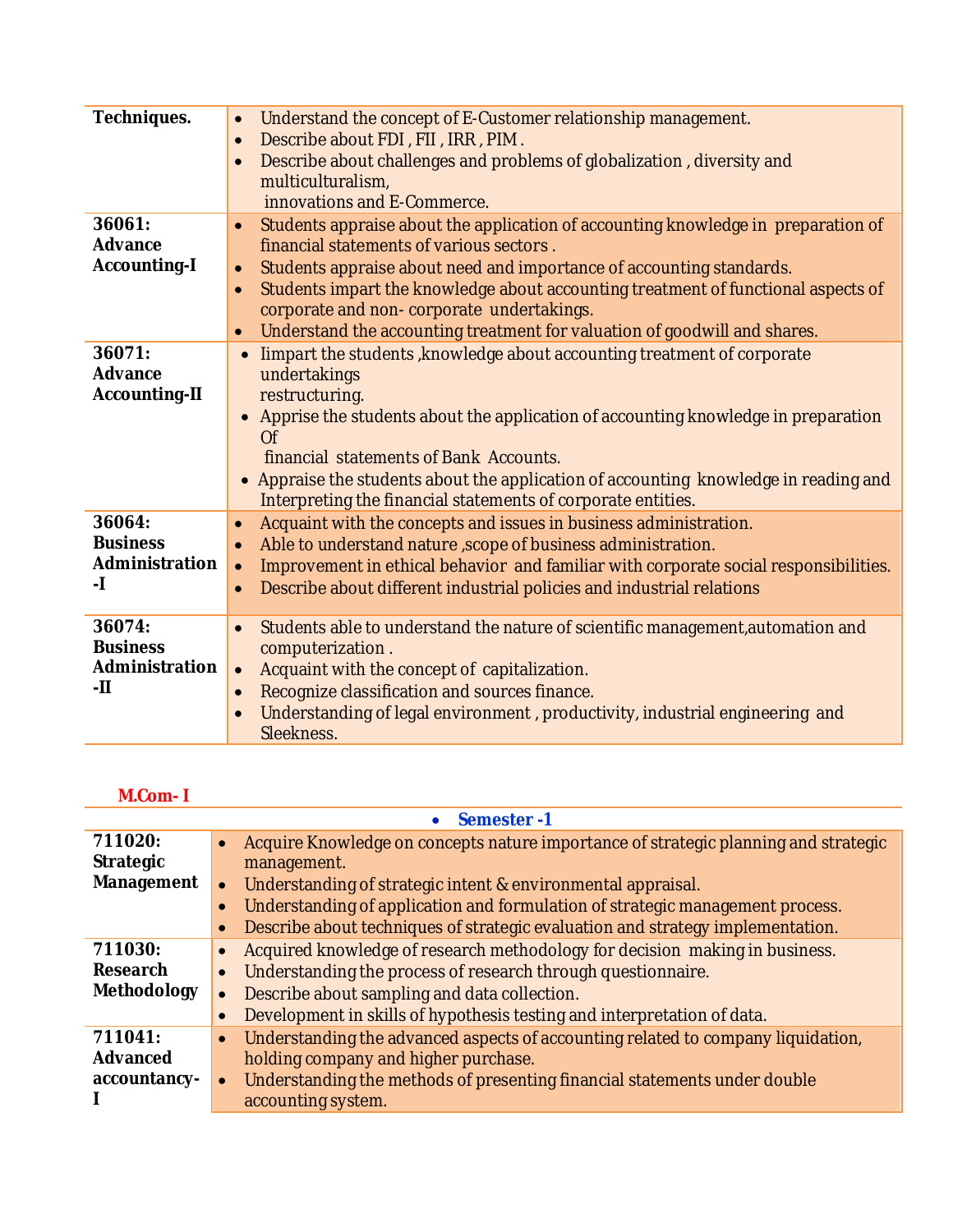| | |
|---|---|
| **Techniques.** | • Understand the concept of E-Customer relationship management.<br>• Describe about FDI , FII , IRR , PIM .<br>• Describe about challenges and problems of globalization , diversity and multiculturalism, innovations and E-Commerce. |
| **36061: Advance Accounting-I** | • Students appraise about the application of accounting knowledge in preparation of financial statements of various sectors .<br>• Students appraise about need and importance of accounting standards.<br>• Students impart the knowledge about accounting treatment of functional aspects of corporate and non- corporate undertakings.<br>• Understand the accounting treatment for valuation of goodwill and shares. |
| **36071: Advance Accounting-II** | • Iimpart the students ,knowledge about accounting treatment of corporate undertakings restructuring.<br>• Apprise the students about the application of accounting knowledge in preparation Of financial statements of Bank Accounts.<br>• Appraise the students about the application of accounting knowledge in reading and Interpreting the financial statements of corporate entities. |
| **36064: Business Administration -I** | • Acquaint with the concepts and issues in business administration.<br>• Able to understand nature ,scope of business administration.<br>• Improvement in ethical behavior and familiar with corporate social responsibilities.<br>• Describe about different industrial policies and industrial relations |
| **36074: Business Administration -II** | • Students able to understand the nature of scientific management,automation and computerization .<br>• Acquaint with the concept of capitalization.<br>• Recognize classification and sources finance.<br>• Understanding of legal environment , productivity, industrial engineering and Sleekness. |

**M.Com- I**

| **Semester -1** | |
|---|---|
| **711020: Strategic Management** | • Acquire Knowledge on concepts nature importance of strategic planning and strategic management.<br>• Understanding of strategic intent & environmental appraisal.<br>• Understanding of application and formulation of strategic management process.<br>• Describe about techniques of strategic evaluation and strategy implementation. |
| **711030: Research Methodology** | • Acquired knowledge of research methodology for decision making in business.<br>• Understanding the process of research through questionnaire.<br>• Describe about sampling and data collection.<br>• Development in skills of hypothesis testing and interpretation of data. |
| **711041: Advanced accountancy-I** | • Understanding the advanced aspects of accounting related to company liquidation, holding company and higher purchase.<br>• Understanding the methods of presenting financial statements under double accounting system. |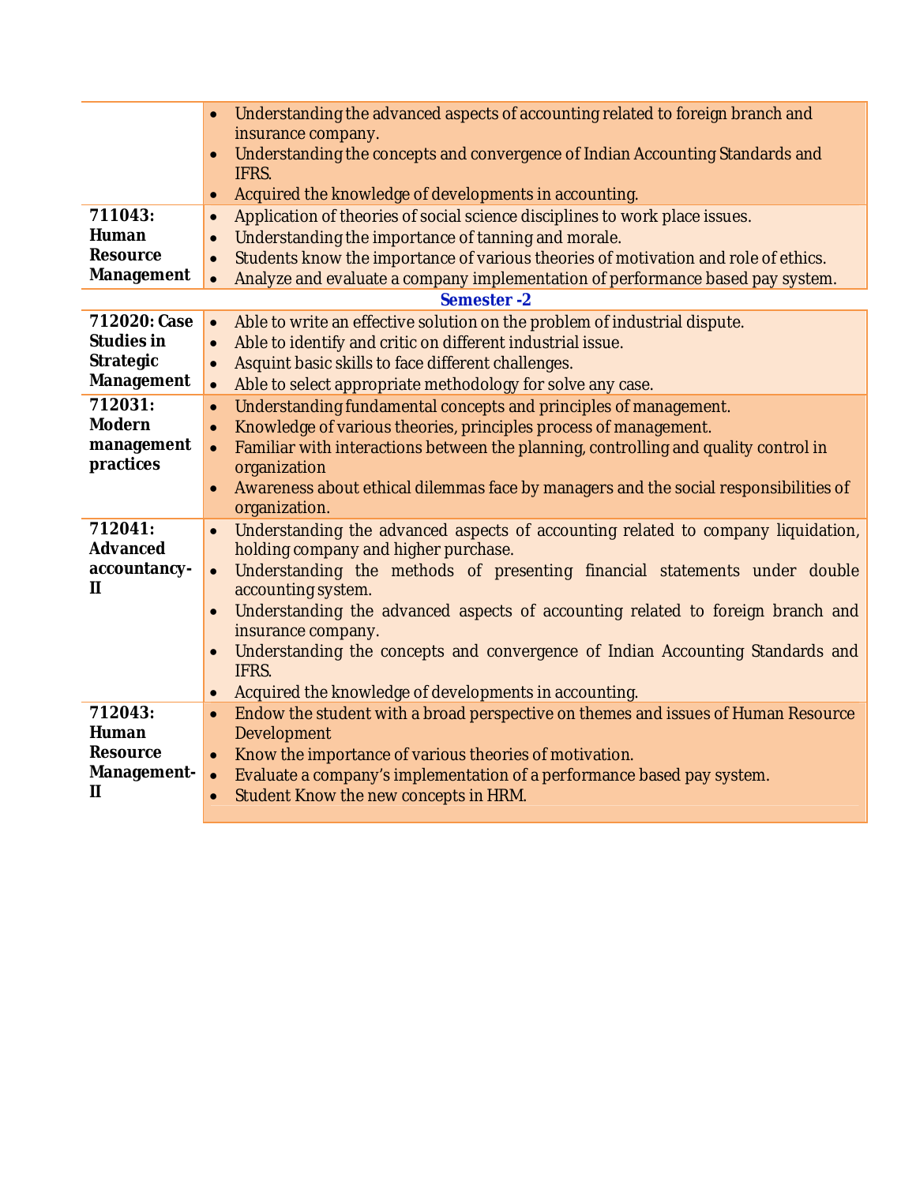| | |
|---|---|
| | • Understanding the advanced aspects of accounting related to foreign branch and insurance company.<br>• Understanding the concepts and convergence of Indian Accounting Standards and IFRS.<br>• Acquired the knowledge of developments in accounting. |
| **711043: Human Resource Management** | • Application of theories of social science disciplines to work place issues.<br>• Understanding the importance of tanning and morale.<br>• Students know the importance of various theories of motivation and role of ethics.<br>• Analyze and evaluate a company implementation of performance based pay system. |
| | **Semester -2** |
| **712020: Case Studies in Strategic Management** | • Able to write an effective solution on the problem of industrial dispute.<br>• Able to identify and critic on different industrial issue.<br>• Asquint basic skills to face different challenges.<br>• Able to select appropriate methodology for solve any case. |
| **712031: Modern management practices** | • Understanding fundamental concepts and principles of management.<br>• Knowledge of various theories, principles process of management.<br>• Familiar with interactions between the planning, controlling and quality control in organization<br>• Awareness about ethical dilemmas face by managers and the social responsibilities of organization. |
| **712041: Advanced accountancy-II** | • Understanding the advanced aspects of accounting related to company liquidation, holding company and higher purchase.<br>• Understanding the methods of presenting financial statements under double accounting system.<br>• Understanding the advanced aspects of accounting related to foreign branch and insurance company.<br>• Understanding the concepts and convergence of Indian Accounting Standards and IFRS.<br>• Acquired the knowledge of developments in accounting. |
| **712043: Human Resource Management-II** | • Endow the student with a broad perspective on themes and issues of Human Resource Development<br>• Know the importance of various theories of motivation.<br>• Evaluate a company's implementation of a performance based pay system.<br>• Student Know the new concepts in HRM. |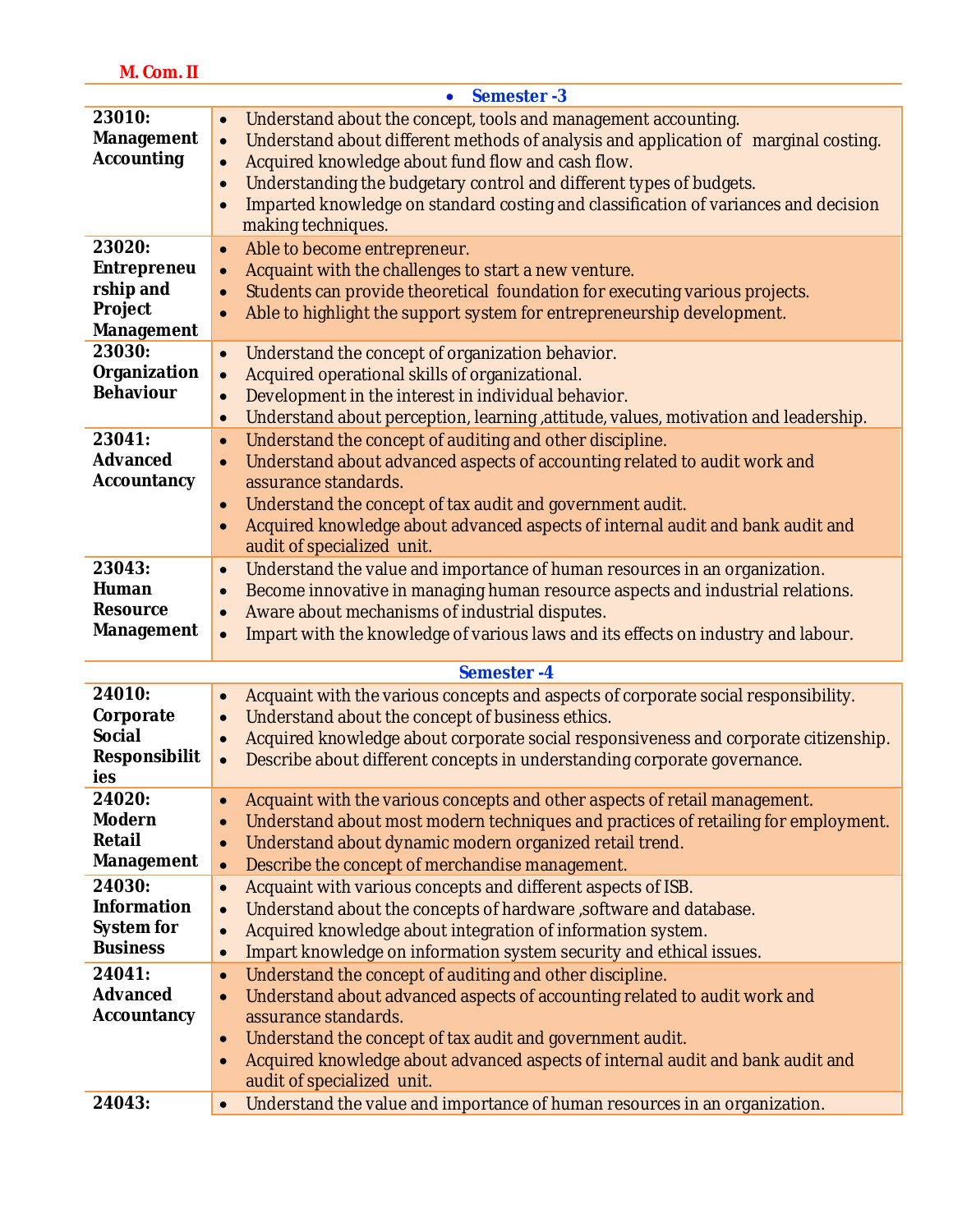**M. Com. II**

| | |
|---|---|
| | **Semester -3** |
| **23010: Management Accounting** | • Understand about the concept, tools and management accounting.<br>• Understand about different methods of analysis and application of marginal costing.<br>• Acquired knowledge about fund flow and cash flow.<br>• Understanding the budgetary control and different types of budgets.<br>• Imparted knowledge on standard costing and classification of variances and decision making techniques. |
| **23020: Entrepreneurship and Project Management** | • Able to become entrepreneur.<br>• Acquaint with the challenges to start a new venture.<br>• Students can provide theoretical foundation for executing various projects.<br>• Able to highlight the support system for entrepreneurship development. |
| **23030: Organization Behaviour** | • Understand the concept of organization behavior.<br>• Acquired operational skills of organizational.<br>• Development in the interest in individual behavior.<br>• Understand about perception, learning ,attitude, values, motivation and leadership. |
| **23041: Advanced Accountancy** | • Understand the concept of auditing and other discipline.<br>• Understand about advanced aspects of accounting related to audit work and assurance standards.<br>• Understand the concept of tax audit and government audit.<br>• Acquired knowledge about advanced aspects of internal audit and bank audit and audit of specialized unit. |
| **23043: Human Resource Management** | • Understand the value and importance of human resources in an organization.<br>• Become innovative in managing human resource aspects and industrial relations.<br>• Aware about mechanisms of industrial disputes.<br>• Impart with the knowledge of various laws and its effects on industry and labour. |
| | **Semester -4** |
| **24010: Corporate Social Responsibilities** | • Acquaint with the various concepts and aspects of corporate social responsibility.<br>• Understand about the concept of business ethics.<br>• Acquired knowledge about corporate social responsiveness and corporate citizenship.<br>• Describe about different concepts in understanding corporate governance. |
| **24020: Modern Retail Management** | • Acquaint with the various concepts and other aspects of retail management.<br>• Understand about most modern techniques and practices of retailing for employment.<br>• Understand about dynamic modern organized retail trend.<br>• Describe the concept of merchandise management. |
| **24030: Information System for Business** | • Acquaint with various concepts and different aspects of ISB.<br>• Understand about the concepts of hardware ,software and database.<br>• Acquired knowledge about integration of information system.<br>• Impart knowledge on information system security and ethical issues. |
| **24041: Advanced Accountancy** | • Understand the concept of auditing and other discipline.<br>• Understand about advanced aspects of accounting related to audit work and assurance standards.<br>• Understand the concept of tax audit and government audit.<br>• Acquired knowledge about advanced aspects of internal audit and bank audit and audit of specialized unit. |
| **24043:** | • Understand the value and importance of human resources in an organization. |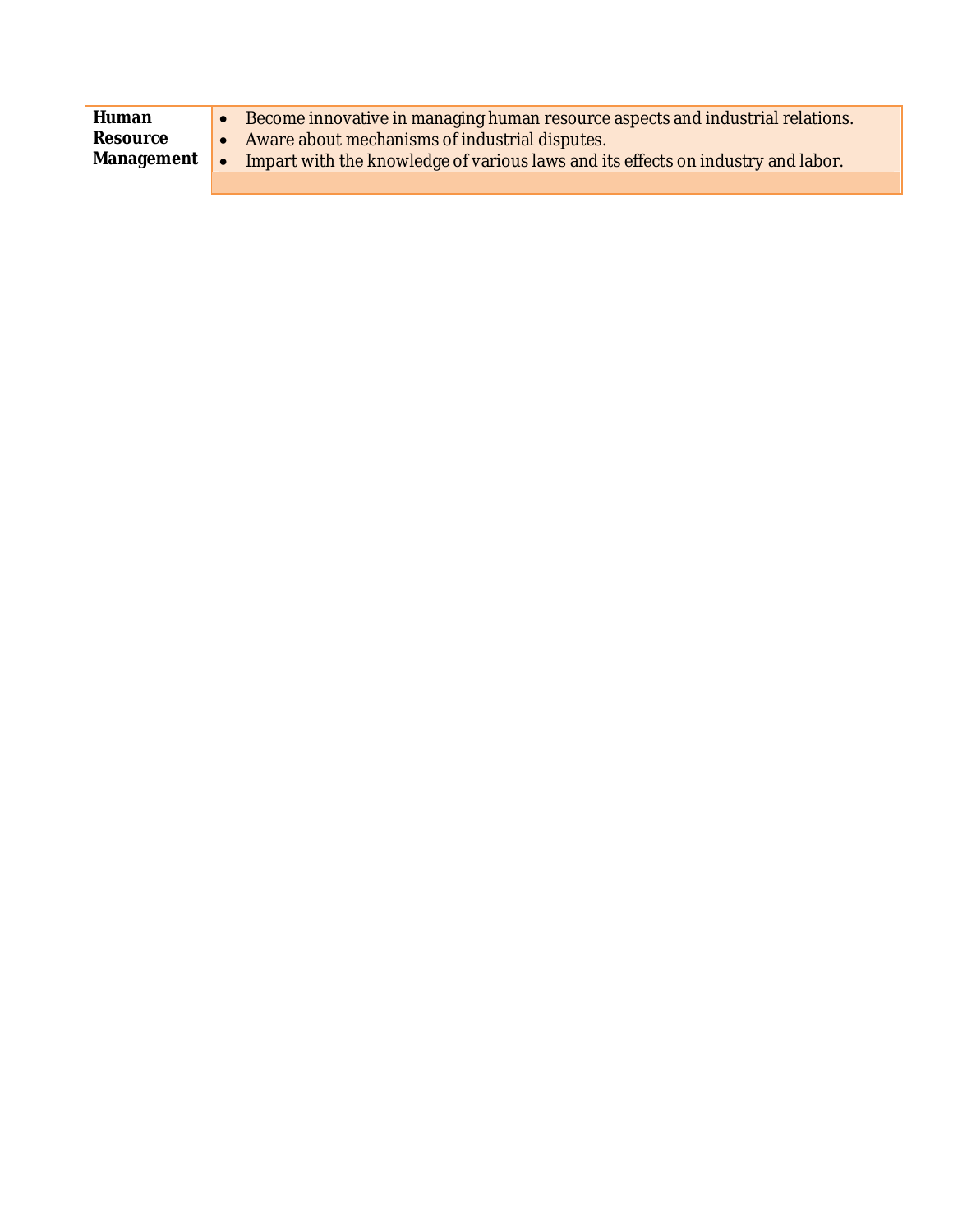| | |
|---|---|
| **Human Resource Management** | • Become innovative in managing human resource aspects and industrial relations.<br>• Aware about mechanisms of industrial disputes.<br>• Impart with the knowledge of various laws and its effects on industry and labor. |
| | |